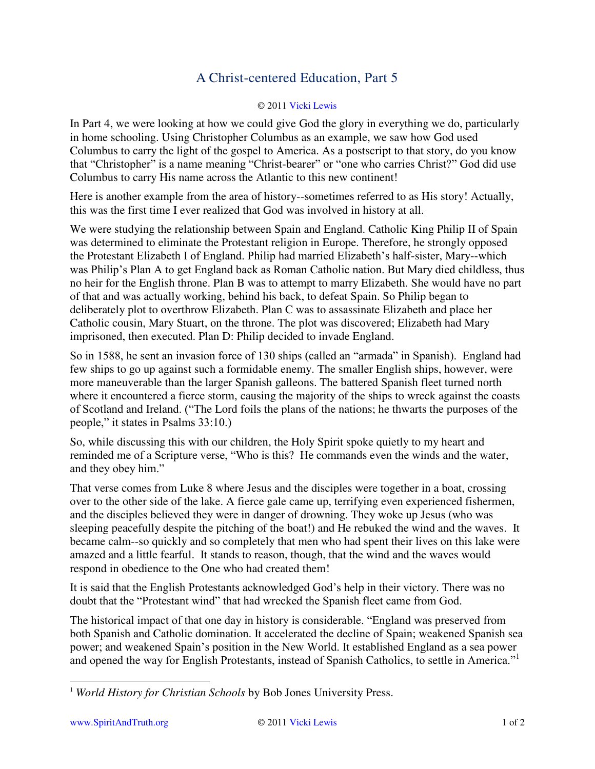# A Christ-centered Education, Part 5

© 2011 Vicki Lewis

In Part 4, we were looking at how we could give God the glory in everything we do, particularly in home schooling. Using Christopher Columbus as an example, we saw how God used Columbus to carry the light of the gospel to America. As a postscript to that story, do you know that "Christopher" is a name meaning "Christ-bearer" or "one who carries Christ?" God did use Columbus to carry His name across the Atlantic to this new continent!

Here is another example from the area of history--sometimes referred to as His story! Actually, this was the first time I ever realized that God was involved in history at all.

We were studying the relationship between Spain and England. Catholic King Philip II of Spain was determined to eliminate the Protestant religion in Europe. Therefore, he strongly opposed the Protestant Elizabeth I of England. Philip had married Elizabeth's half-sister, Mary--which was Philip's Plan A to get England back as Roman Catholic nation. But Mary died childless, thus no heir for the English throne. Plan B was to attempt to marry Elizabeth. She would have no part of that and was actually working, behind his back, to defeat Spain. So Philip began to deliberately plot to overthrow Elizabeth. Plan C was to assassinate Elizabeth and place her Catholic cousin, Mary Stuart, on the throne. The plot was discovered; Elizabeth had Mary imprisoned, then executed. Plan D: Philip decided to invade England.

So in 1588, he sent an invasion force of 130 ships (called an "armada" in Spanish). England had few ships to go up against such a formidable enemy. The smaller English ships, however, were more maneuverable than the larger Spanish galleons. The battered Spanish fleet turned north where it encountered a fierce storm, causing the majority of the ships to wreck against the coasts of Scotland and Ireland. ("The Lord foils the plans of the nations; he thwarts the purposes of the people," it states in Psalms 33:10.)

So, while discussing this with our children, the Holy Spirit spoke quietly to my heart and reminded me of a Scripture verse, "Who is this? He commands even the winds and the water, and they obey him."

That verse comes from Luke 8 where Jesus and the disciples were together in a boat, crossing over to the other side of the lake. A fierce gale came up, terrifying even experienced fishermen, and the disciples believed they were in danger of drowning. They woke up Jesus (who was sleeping peacefully despite the pitching of the boat!) and He rebuked the wind and the waves. It became calm--so quickly and so completely that men who had spent their lives on this lake were amazed and a little fearful. It stands to reason, though, that the wind and the waves would respond in obedience to the One who had created them!

It is said that the English Protestants acknowledged God's help in their victory. There was no doubt that the "Protestant wind" that had wrecked the Spanish fleet came from God.

The historical impact of that one day in history is considerable. "England was preserved from both Spanish and Catholic domination. It accelerated the decline of Spain; weakened Spanish sea power; and weakened Spain's position in the New World. It established England as a sea power and opened the way for English Protestants, instead of Spanish Catholics, to settle in America."[1]

---

[1] *World History for Christian Schools* by Bob Jones University Press.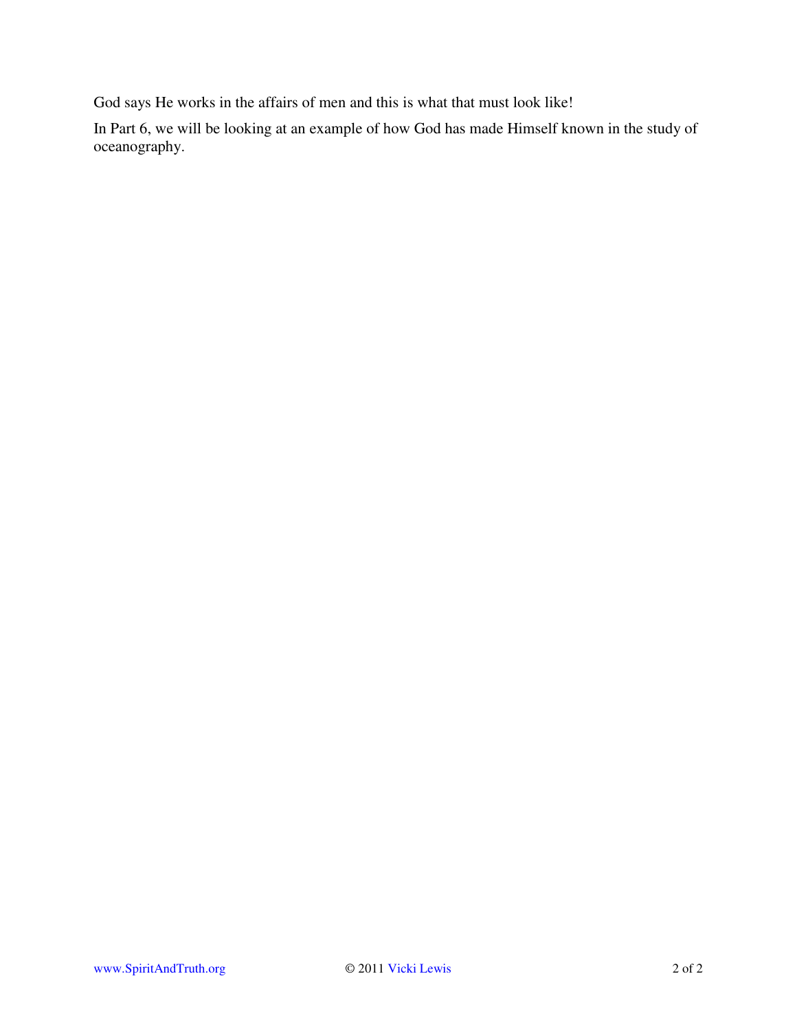God says He works in the affairs of men and this is what that must look like!

In Part 6, we will be looking at an example of how God has made Himself known in the study of oceanography.